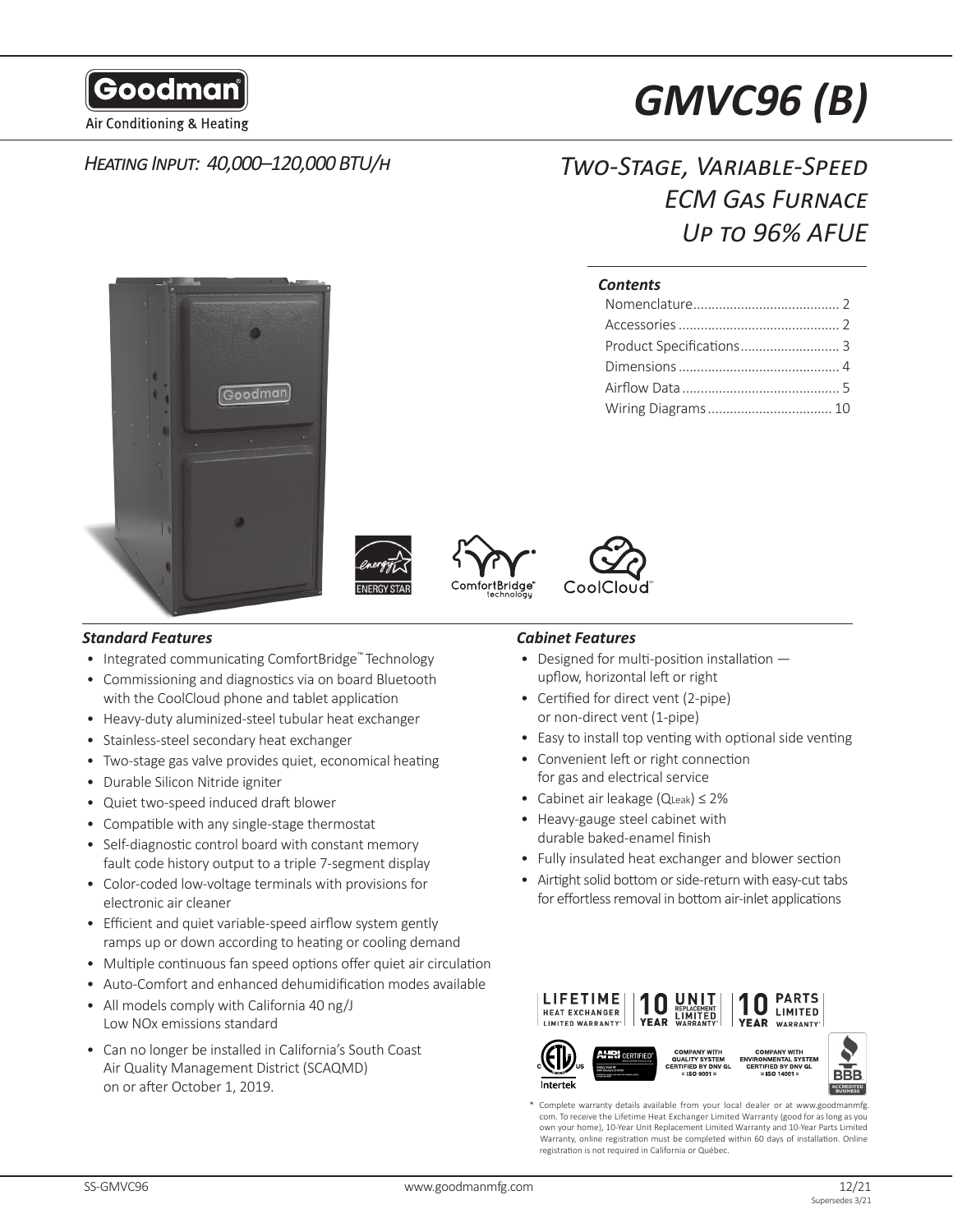Goodman
Air Conditioning & Heating

# GMVC96 (B)

*Heating Input: 40,000–120,000 BTU/h*

## *Two-Stage, Variable-Speed ECM Gas Furnace Up to 96% AFUE*

***Contents***

- Nomenclature........................................ 2
- Accessories ............................................ 2
- Product Specifications........................... 3
- Dimensions ............................................ 4
- Airflow Data ........................................... 5
- Wiring Diagrams.................................. 10

ENERGY STAR | ComfortBridge™ technology | CoolCloud™

### *Standard Features*

- Integrated communicating ComfortBridge™ Technology
- Commissioning and diagnostics via on board Bluetooth with the CoolCloud phone and tablet application
- Heavy-duty aluminized-steel tubular heat exchanger
- Stainless-steel secondary heat exchanger
- Two-stage gas valve provides quiet, economical heating
- Durable Silicon Nitride igniter
- Quiet two-speed induced draft blower
- Compatible with any single-stage thermostat
- Self-diagnostic control board with constant memory fault code history output to a triple 7-segment display
- Color-coded low-voltage terminals with provisions for electronic air cleaner
- Efficient and quiet variable-speed airflow system gently ramps up or down according to heating or cooling demand
- Multiple continuous fan speed options offer quiet air circulation
- Auto-Comfort and enhanced dehumidification modes available
- All models comply with California 40 ng/J Low NOx emissions standard
- Can no longer be installed in California's South Coast Air Quality Management District (SCAQMD) on or after October 1, 2019.

### *Cabinet Features*

- Designed for multi-position installation — upflow, horizontal left or right
- Certified for direct vent (2-pipe) or non-direct vent (1-pipe)
- Easy to install top venting with optional side venting
- Convenient left or right connection for gas and electrical service
- Cabinet air leakage ($Q_{Leak}$) ≤ 2%
- Heavy-gauge steel cabinet with durable baked-enamel finish
- Fully insulated heat exchanger and blower section
- Airtight solid bottom or side-return with easy-cut tabs for effortless removal in bottom air-inlet applications

LIFETIME HEAT EXCHANGER LIMITED WARRANTY* | 10 YEAR UNIT REPLACEMENT LIMITED WARRANTY* | 10 YEAR PARTS LIMITED WARRANTY*

Intertek | AHRI CERTIFIED® | COMPANY WITH QUALITY SYSTEM CERTIFIED BY DNV GL = ISO 9001 = | COMPANY WITH ENVIRONMENTAL SYSTEM CERTIFIED BY DNV GL = ISO 14001 = | BBB ACCREDITED BUSINESS

\* Complete warranty details available from your local dealer or at www.goodmanmfg.com. To receive the Lifetime Heat Exchanger Limited Warranty (good for as long as you own your home), 10-Year Unit Replacement Limited Warranty and 10-Year Parts Limited Warranty, online registration must be completed within 60 days of installation. Online registration is not required in California or Québec.

SS-GMVC96 | www.goodmanmfg.com | 12/21 Supersedes 3/21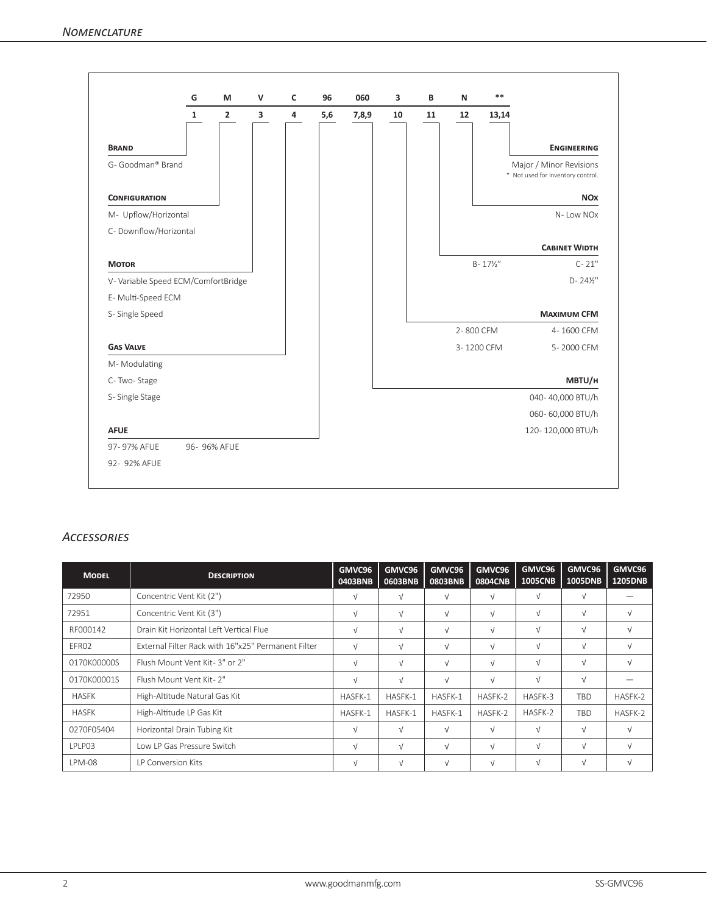## *Nomenclature*

| G | M | V | C | 96 | 060 | 3 | B | N | ** |
|---|---|---|---|---|---|---|---|---|---|
| 1 | 2 | 3 | 4 | 5,6 | 7,8,9 | 10 | 11 | 12 | 13,14 |

**Brand**

G- Goodman® Brand

**Configuration**

M- Upflow/Horizontal

C- Downflow/Horizontal

**Motor**

V- Variable Speed ECM/ComfortBridge

E- Multi-Speed ECM

S- Single Speed

**Gas Valve**

M- Modulating

C- Two- Stage

S- Single Stage

**AFUE**

97- 97% AFUE

96- 96% AFUE

92- 92% AFUE

**Engineering**

Major / Minor Revisions

* Not used for inventory control.

**NOx**

N- Low NOx

**Cabinet Width**

B- 17½"

C- 21"

D- 24½"

**Maximum CFM**

2- 800 CFM

3- 1200 CFM

4- 1600 CFM

5- 2000 CFM

**MBTU/h**

040- 40,000 BTU/h

060- 60,000 BTU/h

120- 120,000 BTU/h

## *Accessories*

| Model | Description | GMVC96 0403BNB | GMVC96 0603BNB | GMVC96 0803BNB | GMVC96 0804CNB | GMVC96 1005CNB | GMVC96 1005DNB | GMVC96 1205DNB |
|---|---|---|---|---|---|---|---|---|
| 72950 | Concentric Vent Kit (2") | √ | √ | √ | √ | √ | √ | — |
| 72951 | Concentric Vent Kit (3") | √ | √ | √ | √ | √ | √ | √ |
| RF000142 | Drain Kit Horizontal Left Vertical Flue | √ | √ | √ | √ | √ | √ | √ |
| EFR02 | External Filter Rack with 16"x25" Permanent Filter | √ | √ | √ | √ | √ | √ | √ |
| 0170K00000S | Flush Mount Vent Kit- 3" or 2" | √ | √ | √ | √ | √ | √ | √ |
| 0170K00001S | Flush Mount Vent Kit- 2" | √ | √ | √ | √ | √ | √ | — |
| HASFK | High-Altitude Natural Gas Kit | HASFK-1 | HASFK-1 | HASFK-1 | HASFK-2 | HASFK-3 | TBD | HASFK-2 |
| HASFK | High-Altitude LP Gas Kit | HASFK-1 | HASFK-1 | HASFK-1 | HASFK-2 | HASFK-2 | TBD | HASFK-2 |
| 0270F05404 | Horizontal Drain Tubing Kit | √ | √ | √ | √ | √ | √ | √ |
| LPLP03 | Low LP Gas Pressure Switch | √ | √ | √ | √ | √ | √ | √ |
| LPM-08 | LP Conversion Kits | √ | √ | √ | √ | √ | √ | √ |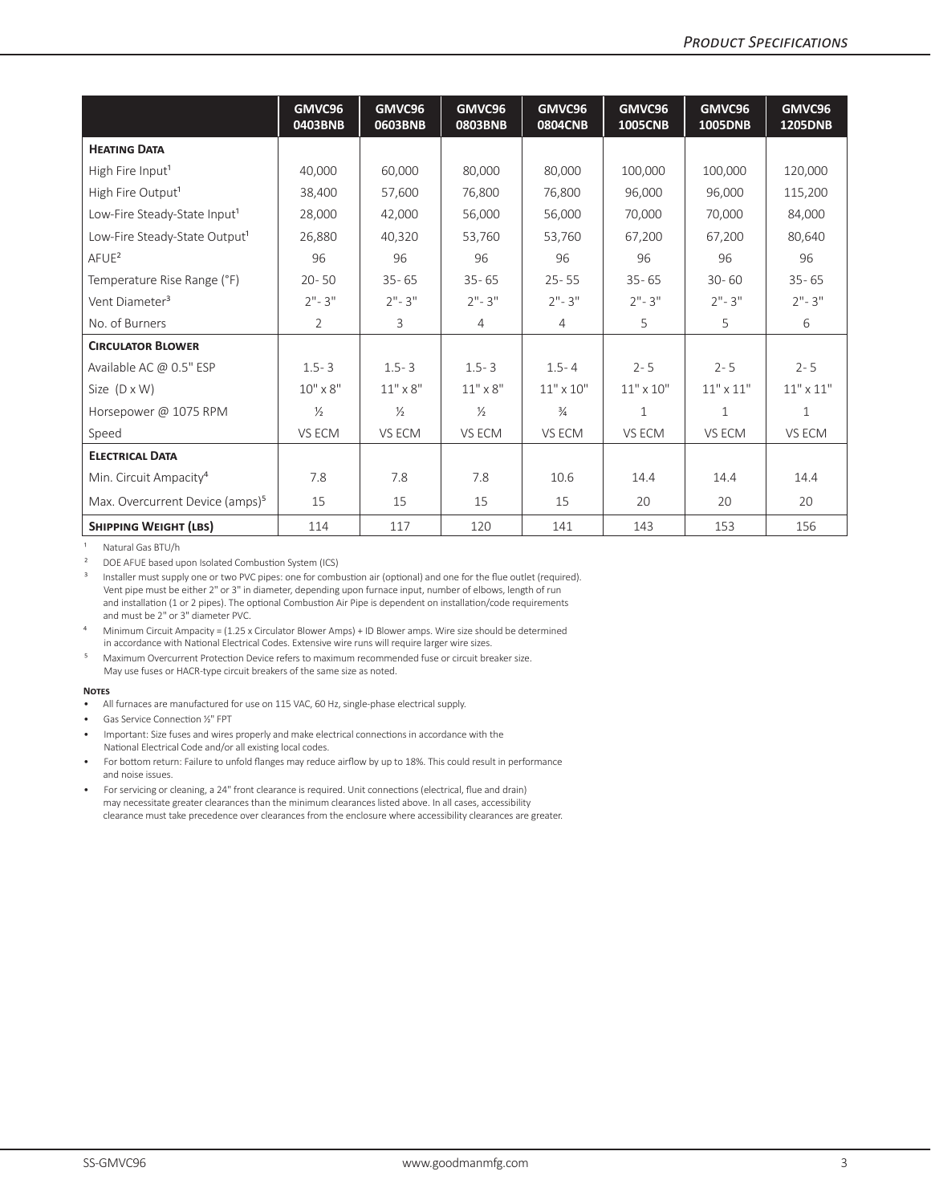| | GMVC96 0403BNB | GMVC96 0603BNB | GMVC96 0803BNB | GMVC96 0804CNB | GMVC96 1005CNB | GMVC96 1005DNB | GMVC96 1205DNB |
|---|---|---|---|---|---|---|---|
| **Heating Data** | | | | | | | |
| High Fire Input[1] | 40,000 | 60,000 | 80,000 | 80,000 | 100,000 | 100,000 | 120,000 |
| High Fire Output[1] | 38,400 | 57,600 | 76,800 | 76,800 | 96,000 | 96,000 | 115,200 |
| Low-Fire Steady-State Input[1] | 28,000 | 42,000 | 56,000 | 56,000 | 70,000 | 70,000 | 84,000 |
| Low-Fire Steady-State Output[1] | 26,880 | 40,320 | 53,760 | 53,760 | 67,200 | 67,200 | 80,640 |
| AFUE[2] | 96 | 96 | 96 | 96 | 96 | 96 | 96 |
| Temperature Rise Range (°F) | 20- 50 | 35- 65 | 35- 65 | 25- 55 | 35- 65 | 30- 60 | 35- 65 |
| Vent Diameter[3] | 2"- 3" | 2"- 3" | 2"- 3" | 2"- 3" | 2"- 3" | 2"- 3" | 2"- 3" |
| No. of Burners | 2 | 3 | 4 | 4 | 5 | 5 | 6 |
| **Circulator Blower** | | | | | | | |
| Available AC @ 0.5" ESP | 1.5- 3 | 1.5- 3 | 1.5- 3 | 1.5- 4 | 2- 5 | 2- 5 | 2- 5 |
| Size (D x W) | 10" x 8" | 11" x 8" | 11" x 8" | 11" x 10" | 11" x 10" | 11" x 11" | 11" x 11" |
| Horsepower @ 1075 RPM | ½ | ½ | ½ | ¾ | 1 | 1 | 1 |
| Speed | VS ECM | VS ECM | VS ECM | VS ECM | VS ECM | VS ECM | VS ECM |
| **Electrical Data** | | | | | | | |
| Min. Circuit Ampacity[4] | 7.8 | 7.8 | 7.8 | 10.6 | 14.4 | 14.4 | 14.4 |
| Max. Overcurrent Device (amps)[5] | 15 | 15 | 15 | 15 | 20 | 20 | 20 |
| **Shipping Weight (lbs)** | 114 | 117 | 120 | 141 | 143 | 153 | 156 |

[1] Natural Gas BTU/h

[2] DOE AFUE based upon Isolated Combustion System (ICS)

[3] Installer must supply one or two PVC pipes: one for combustion air (optional) and one for the flue outlet (required). Vent pipe must be either 2" or 3" in diameter, depending upon furnace input, number of elbows, length of run and installation (1 or 2 pipes). The optional Combustion Air Pipe is dependent on installation/code requirements and must be 2" or 3" diameter PVC.

[4] Minimum Circuit Ampacity = (1.25 x Circulator Blower Amps) + ID Blower amps. Wire size should be determined in accordance with National Electrical Codes. Extensive wire runs will require larger wire sizes.

[5] Maximum Overcurrent Protection Device refers to maximum recommended fuse or circuit breaker size. May use fuses or HACR-type circuit breakers of the same size as noted.

**Notes**

- All furnaces are manufactured for use on 115 VAC, 60 Hz, single-phase electrical supply.
- Gas Service Connection ½" FPT
- Important: Size fuses and wires properly and make electrical connections in accordance with the National Electrical Code and/or all existing local codes.
- For bottom return: Failure to unfold flanges may reduce airflow by up to 18%. This could result in performance and noise issues.
- For servicing or cleaning, a 24" front clearance is required. Unit connections (electrical, flue and drain) may necessitate greater clearances than the minimum clearances listed above. In all cases, accessibility clearance must take precedence over clearances from the enclosure where accessibility clearances are greater.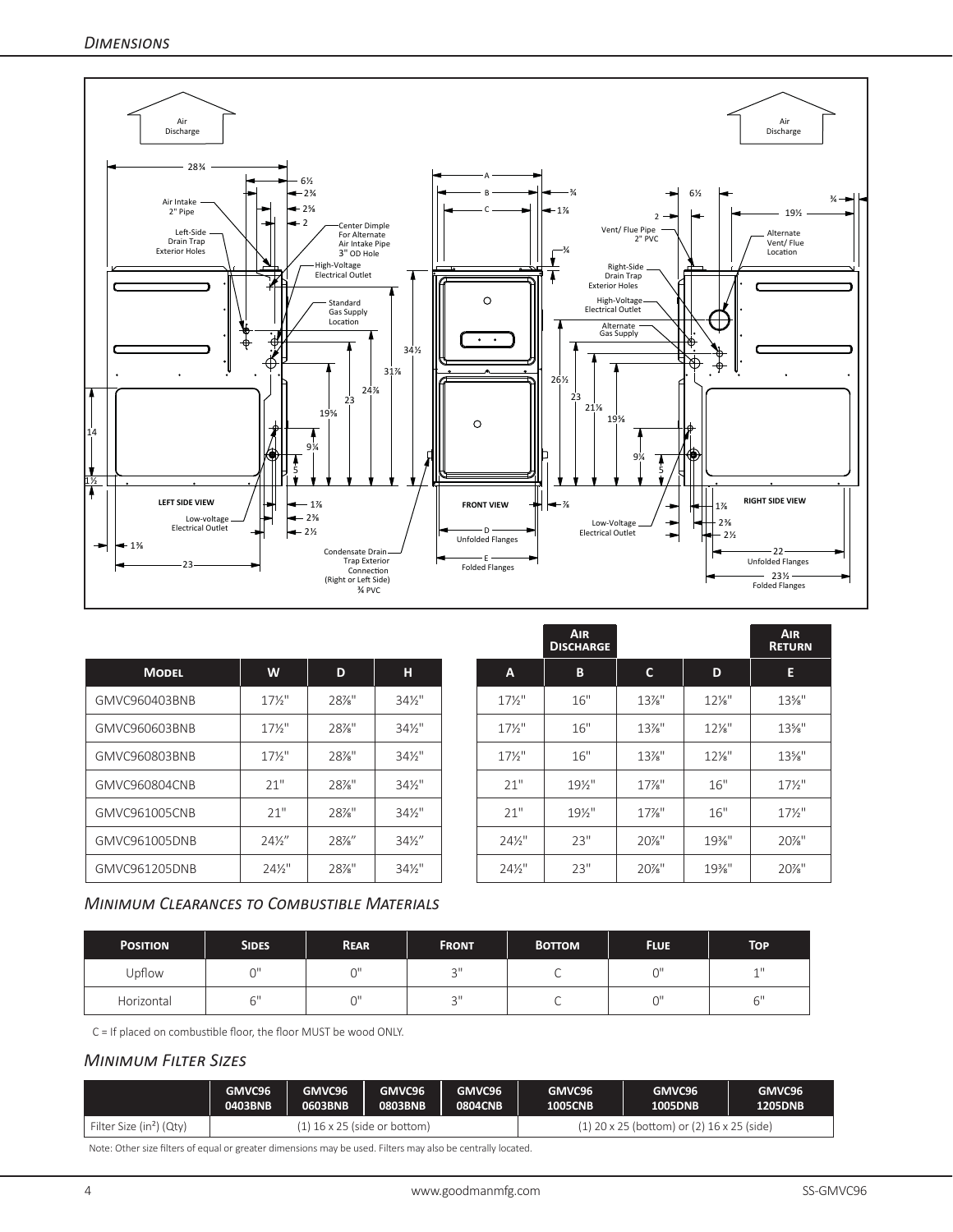## *Dimensions*

| Model | W | D | H |
|---|---|---|---|
| GMVC960403BNB | 17½" | 28⅞" | 34½" |
| GMVC960603BNB | 17½" | 28⅞" | 34½" |
| GMVC960803BNB | 17½" | 28⅞" | 34½" |
| GMVC960804CNB | 21" | 28⅞" | 34½" |
| GMVC961005CNB | 21" | 28⅞" | 34½" |
| GMVC961005DNB | 24½" | 28⅞" | 34½" |
| GMVC961205DNB | 24½" | 28⅞" | 34½" |

| | Air Discharge | | | Air Return |
|---|---|---|---|---|
| A | B | C | D | E |
| 17½" | 16" | 13⅞" | 12⅛" | 13⅝" |
| 17½" | 16" | 13⅞" | 12⅛" | 13⅝" |
| 17½" | 16" | 13⅞" | 12⅛" | 13⅝" |
| 21" | 19½" | 17⅞" | 16" | 17½" |
| 21" | 19½" | 17⅞" | 16" | 17½" |
| 24½" | 23" | 20⅞" | 19⅜" | 20⅞" |
| 24½" | 23" | 20⅞" | 19⅜" | 20⅞" |

## *Minimum Clearances to Combustible Materials*

| Position | Sides | Rear | Front | Bottom | Flue | Top |
|---|---|---|---|---|---|---|
| Upflow | 0" | 0" | 3" | C | 0" | 1" |
| Horizontal | 6" | 0" | 3" | C | 0" | 6" |

C = If placed on combustible floor, the floor MUST be wood ONLY.

## *Minimum Filter Sizes*

| | GMVC96 0403BNB | GMVC96 0603BNB | GMVC96 0803BNB | GMVC96 0804CNB | GMVC96 1005CNB | GMVC96 1005DNB | GMVC96 1205DNB |
|---|---|---|---|---|---|---|---|
| Filter Size (in²) (Qty) | (1) 16 x 25 (side or bottom) | | | | (1) 20 x 25 (bottom) or (2) 16 x 25 (side) | | |

Note: Other size filters of equal or greater dimensions may be used. Filters may also be centrally located.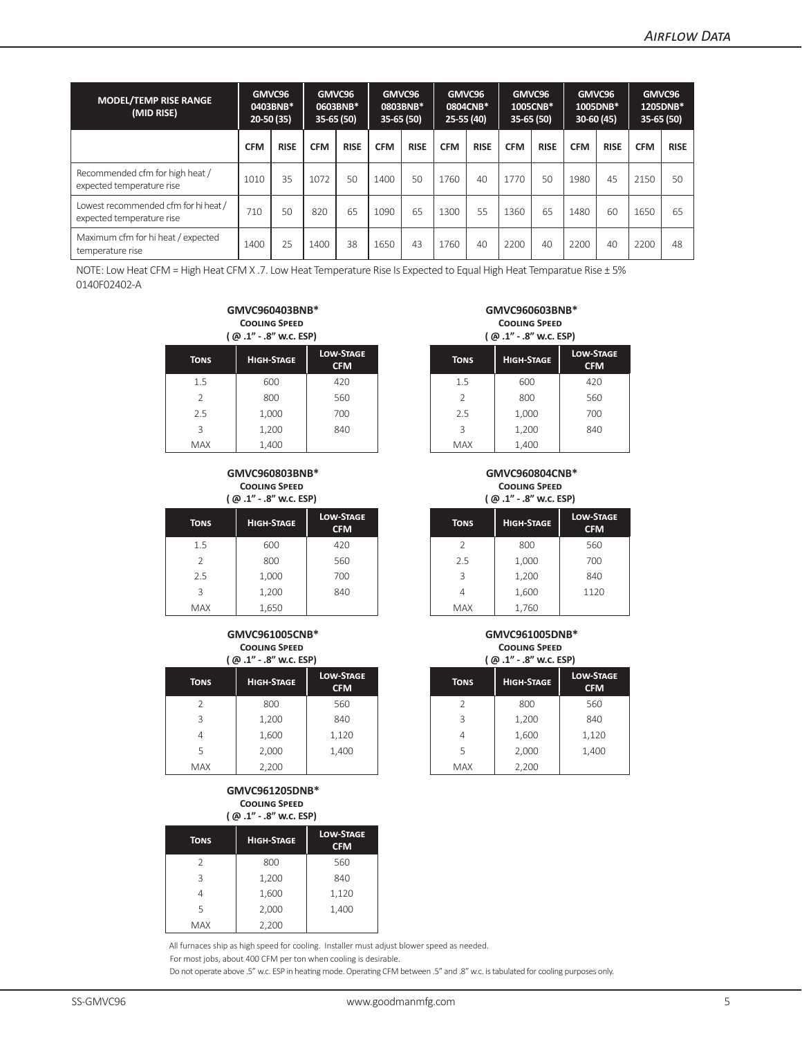# Airflow Data

| MODEL/TEMP RISE RANGE (MID RISE) | GMVC96 0403BNB* 20-50 (35) | | GMVC96 0603BNB* 35-65 (50) | | GMVC96 0803BNB* 35-65 (50) | | GMVC96 0804CNB* 25-55 (40) | | GMVC96 1005CNB* 35-65 (50) | | GMVC96 1005DNB* 30-60 (45) | | GMVC96 1205DNB* 35-65 (50) | |
|---|---|---|---|---|---|---|---|---|---|---|---|---|---|---|
| | CFM | RISE | CFM | RISE | CFM | RISE | CFM | RISE | CFM | RISE | CFM | RISE | CFM | RISE |
| Recommended cfm for high heat / expected temperature rise | 1010 | 35 | 1072 | 50 | 1400 | 50 | 1760 | 40 | 1770 | 50 | 1980 | 45 | 2150 | 50 |
| Lowest recommended cfm for hi heat / expected temperature rise | 710 | 50 | 820 | 65 | 1090 | 65 | 1300 | 55 | 1360 | 65 | 1480 | 60 | 1650 | 65 |
| Maximum cfm for hi heat / expected temperature rise | 1400 | 25 | 1400 | 38 | 1650 | 43 | 1760 | 40 | 2200 | 40 | 2200 | 40 | 2200 | 48 |

NOTE: Low Heat CFM = High Heat CFM X .7. Low Heat Temperature Rise Is Expected to Equal High Heat Temparatue Rise ± 5%
0140F02402-A

**GMVC960403BNB***
**Cooling Speed**
**( @ .1" - .8" w.c. ESP)**

| Tons | High-Stage | Low-Stage CFM |
|---|---|---|
| 1.5 | 600 | 420 |
| 2 | 800 | 560 |
| 2.5 | 1,000 | 700 |
| 3 | 1,200 | 840 |
| MAX | 1,400 | |

**GMVC960603BNB***
**Cooling Speed**
**( @ .1" - .8" w.c. ESP)**

| Tons | High-Stage | Low-Stage CFM |
|---|---|---|
| 1.5 | 600 | 420 |
| 2 | 800 | 560 |
| 2.5 | 1,000 | 700 |
| 3 | 1,200 | 840 |
| MAX | 1,400 | |

**GMVC960803BNB***
**Cooling Speed**
**( @ .1" - .8" w.c. ESP)**

| Tons | High-Stage | Low-Stage CFM |
|---|---|---|
| 1.5 | 600 | 420 |
| 2 | 800 | 560 |
| 2.5 | 1,000 | 700 |
| 3 | 1,200 | 840 |
| MAX | 1,650 | |

**GMVC960804CNB***
**Cooling Speed**
**( @ .1" - .8" w.c. ESP)**

| Tons | High-Stage | Low-Stage CFM |
|---|---|---|
| 2 | 800 | 560 |
| 2.5 | 1,000 | 700 |
| 3 | 1,200 | 840 |
| 4 | 1,600 | 1120 |
| MAX | 1,760 | |

**GMVC961005CNB***
**Cooling Speed**
**( @ .1" - .8" w.c. ESP)**

| Tons | High-Stage | Low-Stage CFM |
|---|---|---|
| 2 | 800 | 560 |
| 3 | 1,200 | 840 |
| 4 | 1,600 | 1,120 |
| 5 | 2,000 | 1,400 |
| MAX | 2,200 | |

**GMVC961005DNB***
**Cooling Speed**
**( @ .1" - .8" w.c. ESP)**

| Tons | High-Stage | Low-Stage CFM |
|---|---|---|
| 2 | 800 | 560 |
| 3 | 1,200 | 840 |
| 4 | 1,600 | 1,120 |
| 5 | 2,000 | 1,400 |
| MAX | 2,200 | |

**GMVC961205DNB***
**Cooling Speed**
**( @ .1" - .8" w.c. ESP)**

| Tons | High-Stage | Low-Stage CFM |
|---|---|---|
| 2 | 800 | 560 |
| 3 | 1,200 | 840 |
| 4 | 1,600 | 1,120 |
| 5 | 2,000 | 1,400 |
| MAX | 2,200 | |

All furnaces ship as high speed for cooling. Installer must adjust blower speed as needed.

For most jobs, about 400 CFM per ton when cooling is desirable.

Do not operate above .5" w.c. ESP in heating mode. Operating CFM between .5" and .8" w.c. is tabulated for cooling purposes only.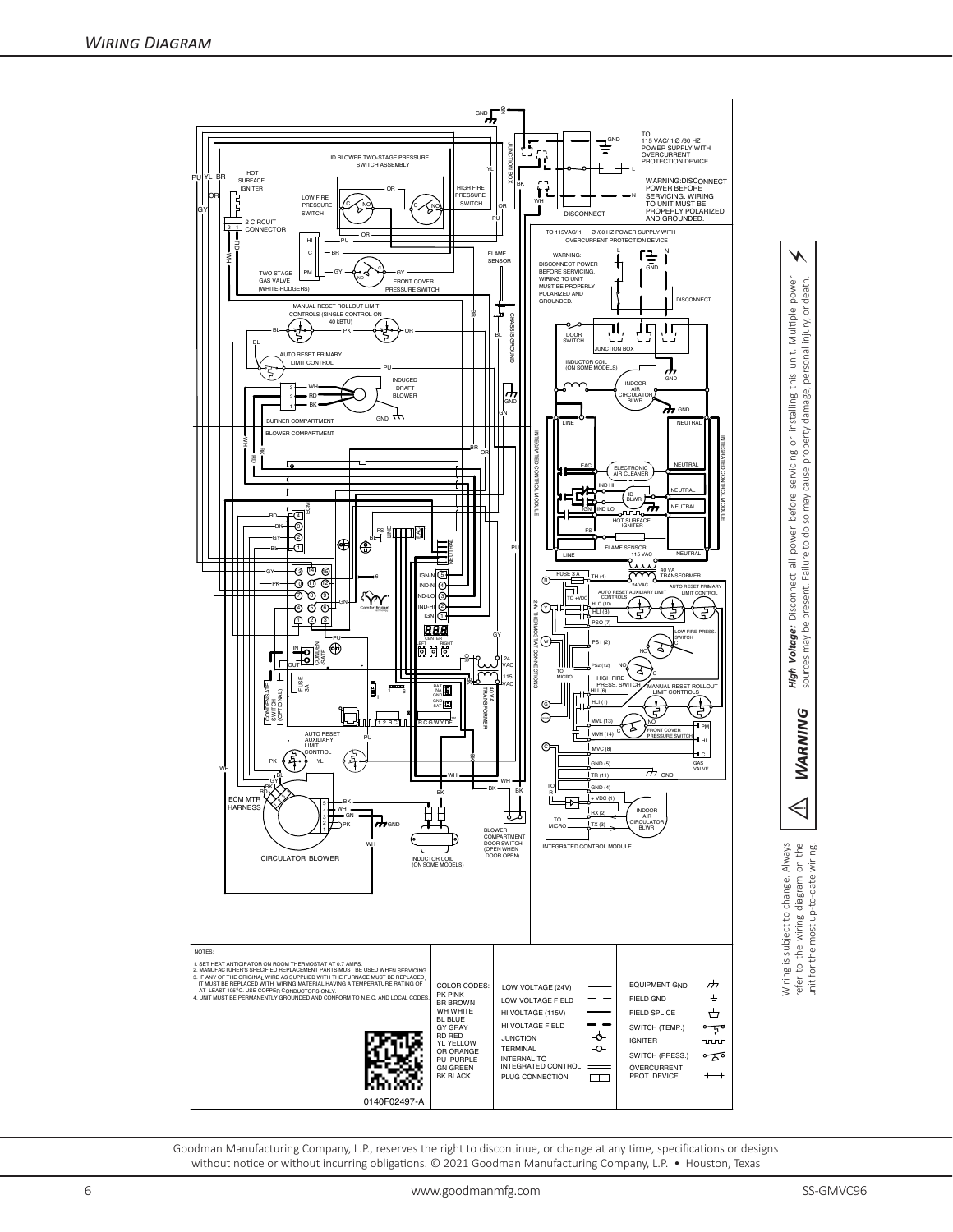## Wiring Diagram

GND

TO 115 VAC/ 1 Ø /60 HZ POWER SUPPLY WITH OVERCURRENT PROTECTION DEVICE

WARNING: DISCONNECT POWER BEFORE SERVICING. WIRING TO UNIT MUST BE PROPERLY POLARIZED AND GROUNDED.

ID BLOWER TWO-STAGE PRESSURE SWITCH ASSEMBLY

HOT SURFACE IGNITER

LOW FIRE PRESSURE SWITCH

HIGH FIRE PRESSURE SWITCH

JUNCTION BOX

DISCONNECT

2 CIRCUIT CONNECTOR

TWO STAGE GAS VALVE (WHITE-RODGERS)

FRONT COVER PRESSURE SWITCH

FLAME SENSOR

MANUAL RESET ROLLOUT LIMIT CONTROLS (SINGLE CONTROL ON 40 kBTU)

AUTO RESET PRIMARY LIMIT CONTROL

INDUCED DRAFT BLOWER

CHASSIS GROUND

BURNER COMPARTMENT

BLOWER COMPARTMENT

INTEGRATED CONTROL MODULE

CONDENSATE SWITCH (OPTIONAL)

AUTO RESET AUXILIARY LIMIT CONTROL

40 VA TRANSFORMER

ECM MTR HARNESS

CIRCULATOR BLOWER

INDUCTOR COIL (ON SOME MODELS)

BLOWER COMPARTMENT DOOR SWITCH (OPEN WHEN DOOR OPEN)

TO 115VAC/ 1 Ø /60 HZ POWER SUPPLY WITH OVERCURRENT PROTECTION DEVICE

WARNING: DISCONNECT POWER BEFORE SERVICING. WIRING TO UNIT MUST BE PROPERLY POLARIZED AND GROUNDED.

DOOR SWITCH

INDUCTOR COIL (ON SOME MODELS)

INDOOR AIR CIRCULATOR BLWR

ELECTRONIC AIR CLEANER

ID BLWR

HOT SURFACE IGNITER

FLAME SENSOR

LINE

NEUTRAL

24 VAC

115 VAC

AUTO RESET AUXILIARY LIMIT CONTROLS

AUTO RESET PRIMARY LIMIT CONTROL

24V THERMOSTAT CONNECTIONS

LOW FIRE PRESS. SWITCH

HIGH FIRE PRESS. SWITCH

MANUAL RESET ROLLOUT LIMIT CONTROLS

FRONT COVER PRESSURE SWITCH

GAS VALVE

INDOOR AIR CIRCULATOR BLWR

INTEGRATED CONTROL MODULE

NOTES:

1. SET HEAT ANTICIPATOR ON ROOM THERMOSTAT AT 0.7 AMPS.
2. MANUFACTURER'S SPECIFIED REPLACEMENT PARTS MUST BE USED WHEN SERVICING.
3. IF ANY OF THE ORIGINAL WIRE AS SUPPLIED WITH THE FURNACE MUST BE REPLACED, IT MUST BE REPLACED WITH WIRING MATERIAL HAVING A TEMPERATURE RATING OF AT LEAST 105°C. USE COPPER CONDUCTORS ONLY.
4. UNIT MUST BE PERMANENTLY GROUNDED AND CONFORM TO N.E.C. AND LOCAL CODES.

COLOR CODES:
PK PINK
BR BROWN
WH WHITE
BL BLUE
GY GRAY
RD RED
YL YELLOW
OR ORANGE
PU PURPLE
GN GREEN
BK BLACK

LOW VOLTAGE (24V)
LOW VOLTAGE FIELD
HI VOLTAGE (115V)
HI VOLTAGE FIELD
JUNCTION
TERMINAL
INTERNAL TO INTEGRATED CONTROL
PLUG CONNECTION

EQUIPMENT GND
FIELD GND
FIELD SPLICE
SWITCH (TEMP.)
IGNITER
SWITCH (PRESS.)
OVERCURRENT PROT. DEVICE

0140F02497-A

**WARNING**

***High Voltage:*** Disconnect all power before servicing or installing this unit. Multiple power sources may be present. Failure to do so may cause property damage, personal injury, or death.

Wiring is subject to change. Always refer to the wiring diagram on the unit for the most up-to-date wiring.

Goodman Manufacturing Company, L.P., reserves the right to discontinue, or change at any time, specifications or designs without notice or without incurring obligations. © 2021 Goodman Manufacturing Company, L.P. • Houston, Texas

www.goodmanmfg.com

SS-GMVC96